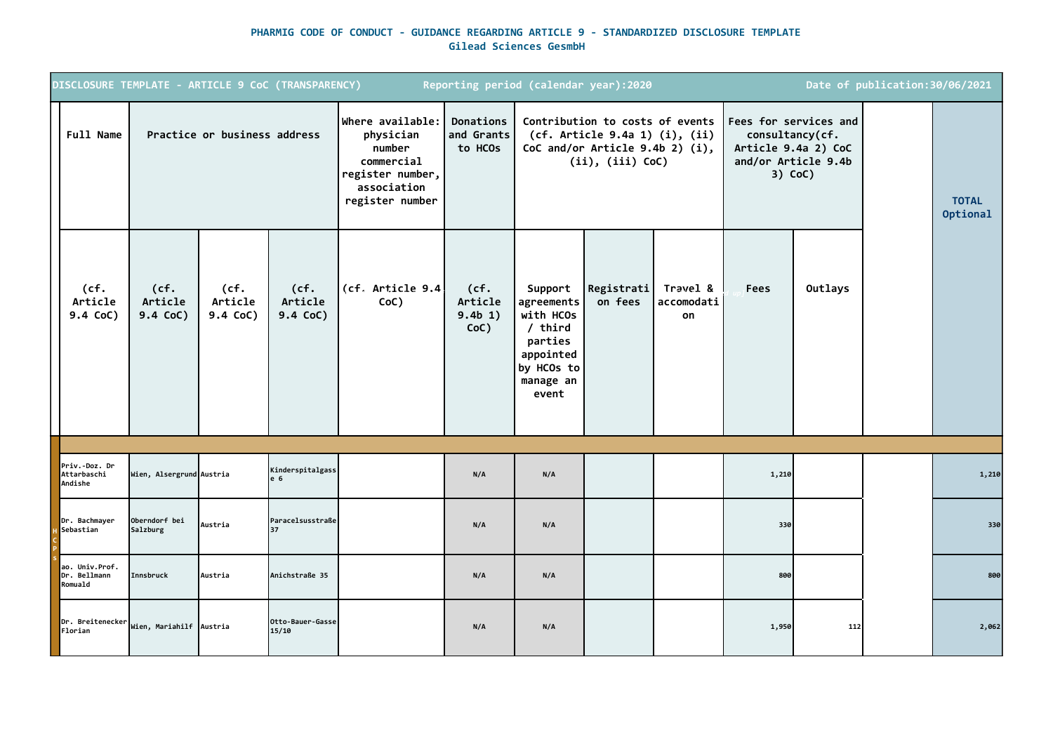**PHARMIG CODE OF CONDUCT - GUIDANCE REGARDING ARTICLE 9 - STANDARDIZED DISCLOSURE TEMPLATE**
**Gilead Sciences GesmbH**

| DISCLOSURE TEMPLATE - ARTICLE 9 CoC (TRANSPARENCY) | | | | Reporting period (calendar year):2020 | | | | | Date of publication:30/06/2021 | | | |
|---|---|---|---|---|---|---|---|---|---|---|---|---|
| Full Name | Practice or business address | | | Where available: physician number commercial register number, association register number | Donations and Grants to HCOs | Contribution to costs of events (cf. Article 9.4a 1) (i), (ii) CoC and/or Article 9.4b 2) (i), (ii), (iii) CoC) | | | Fees for services and consultancy(cf. Article 9.4a 2) CoC and/or Article 9.4b 3) CoC) | | | TOTAL Optional |
| (cf. Article 9.4 CoC) | (cf. Article 9.4 CoC) | (cf. Article 9.4 CoC) | (cf. Article 9.4 CoC) | (cf. Article 9.4 CoC) | (cf. Article 9.4b 1) CoC) | Support agreements with HCOs / third parties appointed by HCOs to manage an event | Registration fees | Travel & accomodation | Fees | Outlays | | |
| Priv.-Doz. Dr Attarbaschi Andishe | Wien, Alsergrund | Austria | Kinderspitalgasse 6 | | N/A | N/A | | | 1,210 | | | 1,210 |
| Dr. Bachmayer Sebastian | Oberndorf bei Salzburg | Austria | Paracelsusstraße 37 | | N/A | N/A | | | 330 | | | 330 |
| ao. Univ.Prof. Dr. Bellmann Romuald | Innsbruck | Austria | Anichstraße 35 | | N/A | N/A | | | 800 | | | 800 |
| Dr. Breitenecker Florian | Wien, Mariahilf | Austria | Otto-Bauer-Gasse 15/10 | | N/A | N/A | | | 1,950 | 112 | | 2,062 |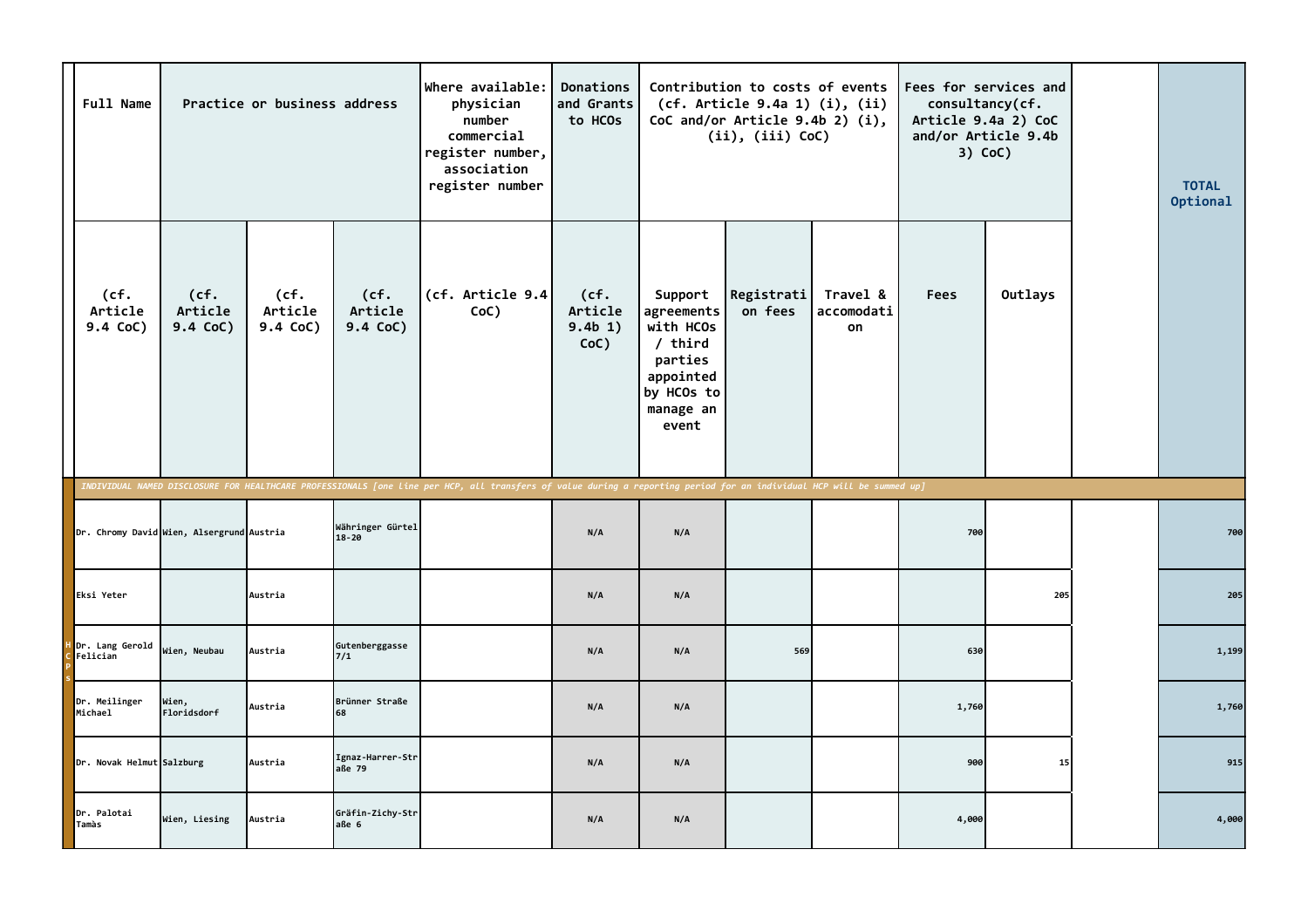| | Full Name | Practice or business address | | | Where available: physician number commercial register number, association register number | Donations and Grants to HCOs | Contribution to costs of events (cf. Article 9.4a 1) (i), (ii) CoC and/or Article 9.4b 2) (i), (ii), (iii) CoC) | | | Fees for services and consultancy(cf. Article 9.4a 2) CoC and/or Article 9.4b 3) CoC) | | | TOTAL Optional |
|---|---|---|---|---|---|---|---|---|---|---|---|---|---|
| | (cf. Article 9.4 CoC) | (cf. Article 9.4 CoC) | (cf. Article 9.4 CoC) | (cf. Article 9.4 CoC) | (cf. Article 9.4 CoC) | (cf. Article 9.4b 1) CoC) | Support agreements with HCOs / third parties appointed by HCOs to manage an event | Registration fees | Travel & accomodation | Fees | Outlays | | |
| *INDIVIDUAL NAMED DISCLOSURE FOR HEALTHCARE PROFESSIONALS [one line per HCP, all transfers of value during a reporting period for an individual HCP will be summed up]* | | | | | | | | | | | | | |
| HCPs | Dr. Chromy David | Wien, Alsergrund | Austria | Währinger Gürtel 18-20 | | N/A | N/A | | | 700 | | | 700 |
| | Eksi Yeter | | Austria | | | N/A | N/A | | | | 205 | | 205 |
| | Dr. Lang Gerold Felician | Wien, Neubau | Austria | Gutenberggasse 7/1 | | N/A | N/A | 569 | | 630 | | | 1,199 |
| | Dr. Meilinger Michael | Wien, Floridsdorf | Austria | Brünner Straße 68 | | N/A | N/A | | | 1,760 | | | 1,760 |
| | Dr. Novak Helmut | Salzburg | Austria | Ignaz-Harrer-Straße 79 | | N/A | N/A | | | 900 | 15 | | 915 |
| | Dr. Palotai Tamàs | Wien, Liesing | Austria | Gräfin-Zichy-Straße 6 | | N/A | N/A | | | 4,000 | | | 4,000 |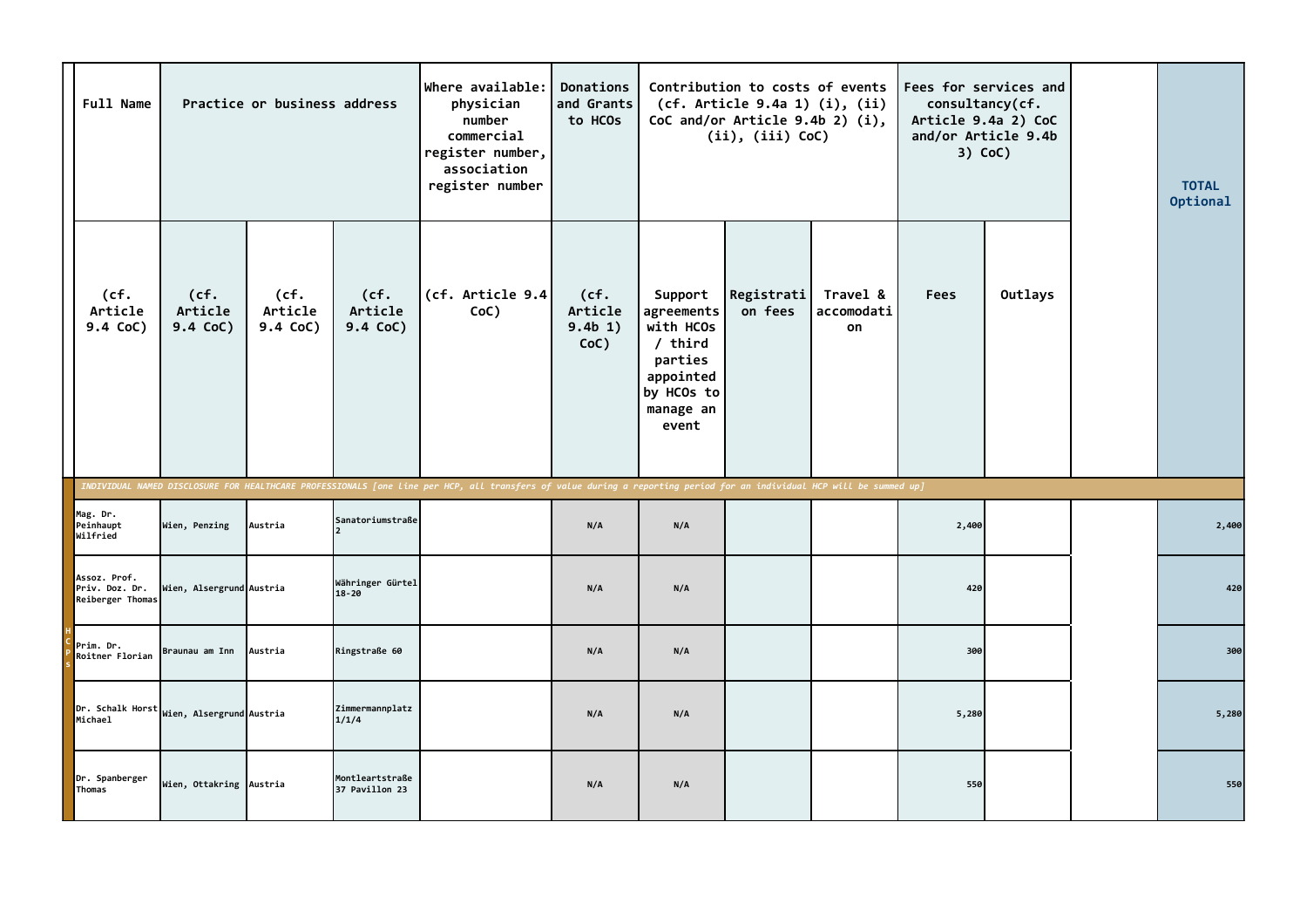| | Full Name | Practice or business address | | | Where available: physician number commercial register number, association register number | Donations and Grants to HCOs | Contribution to costs of events (cf. Article 9.4a 1) (i), (ii) CoC and/or Article 9.4b 2) (i), (ii), (iii) CoC) | | | Fees for services and consultancy(cf. Article 9.4a 2) CoC and/or Article 9.4b 3) CoC) | | | TOTAL Optional |
|---|---|---|---|---|---|---|---|---|---|---|---|---|---|
| | (cf. Article 9.4 CoC) | (cf. Article 9.4 CoC) | (cf. Article 9.4 CoC) | (cf. Article 9.4 CoC) | (cf. Article 9.4 CoC) | (cf. Article 9.4b 1) CoC) | Support agreements with HCOs / third parties appointed by HCOs to manage an event | Registration fees | Travel & accomodation | Fees | Outlays | | |
| | *INDIVIDUAL NAMED DISCLOSURE FOR HEALTHCARE PROFESSIONALS [one line per HCP, all transfers of value during a reporting period for an individual HCP will be summed up]* | | | | | | | | | | | | |
| HCPs | Mag. Dr. Peinhaupt Wilfried | Wien, Penzing | Austria | Sanatoriumstraße 2 | | N/A | N/A | | | 2,400 | | | 2,400 |
| | Assoz. Prof. Priv. Doz. Dr. Reiberger Thomas | Wien, Alsergrund | Austria | Währinger Gürtel 18-20 | | N/A | N/A | | | 420 | | | 420 |
| | Prim. Dr. Roitner Florian | Braunau am Inn | Austria | Ringstraße 60 | | N/A | N/A | | | 300 | | | 300 |
| | Dr. Schalk Horst Michael | Wien, Alsergrund | Austria | Zimmermannplatz 1/1/4 | | N/A | N/A | | | 5,280 | | | 5,280 |
| | Dr. Spanberger Thomas | Wien, Ottakring | Austria | Montleartstraße 37 Pavillon 23 | | N/A | N/A | | | 550 | | | 550 |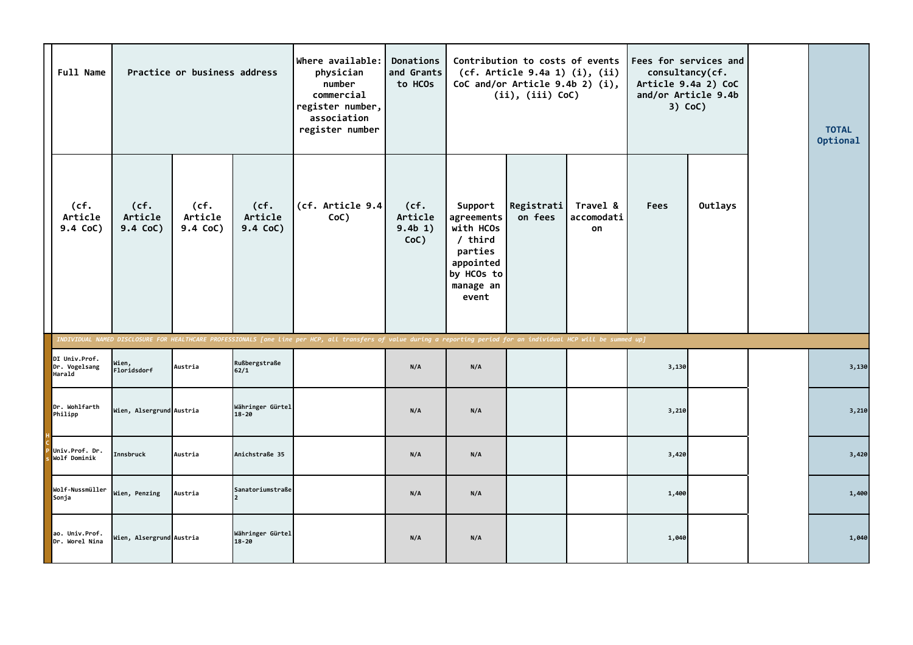| | Full Name | Practice or business address | | | Where available: physician number commercial register number, association register number | Donations and Grants to HCOs | Contribution to costs of events (cf. Article 9.4a 1) (i), (ii) CoC and/or Article 9.4b 2) (i), (ii), (iii) CoC) | | | Fees for services and consultancy(cf. Article 9.4a 2) CoC and/or Article 9.4b 3) CoC) | | | TOTAL Optional |
|---|---|---|---|---|---|---|---|---|---|---|---|---|---|
| | (cf. Article 9.4 CoC) | (cf. Article 9.4 CoC) | (cf. Article 9.4 CoC) | (cf. Article 9.4 CoC) | (cf. Article 9.4 CoC) | (cf. Article 9.4b 1) CoC) | Support agreements with HCOs / third parties appointed by HCOs to manage an event | Registration fees | Travel & accomodation | Fees | Outlays | | |
| | *INDIVIDUAL NAMED DISCLOSURE FOR HEALTHCARE PROFESSIONALS [one line per HCP, all transfers of value during a reporting period for an individual HCP will be summed up]* | | | | | | | | | | | | |
| HCPs | DI Univ.Prof. Dr. Vogelsang Harald | Wien, Floridsdorf | Austria | Rußbergstraße 62/1 | | N/A | N/A | | | 3,130 | | | 3,130 |
| | Dr. Wohlfarth Philipp | Wien, Alsergrund | Austria | Währinger Gürtel 18-20 | | N/A | N/A | | | 3,210 | | | 3,210 |
| | Univ.Prof. Dr. Wolf Dominik | Innsbruck | Austria | Anichstraße 35 | | N/A | N/A | | | 3,420 | | | 3,420 |
| | Wolf-Nussmüller Sonja | Wien, Penzing | Austria | Sanatoriumstraße 2 | | N/A | N/A | | | 1,400 | | | 1,400 |
| | ao. Univ.Prof. Dr. Worel Nina | Wien, Alsergrund | Austria | Währinger Gürtel 18-20 | | N/A | N/A | | | 1,040 | | | 1,040 |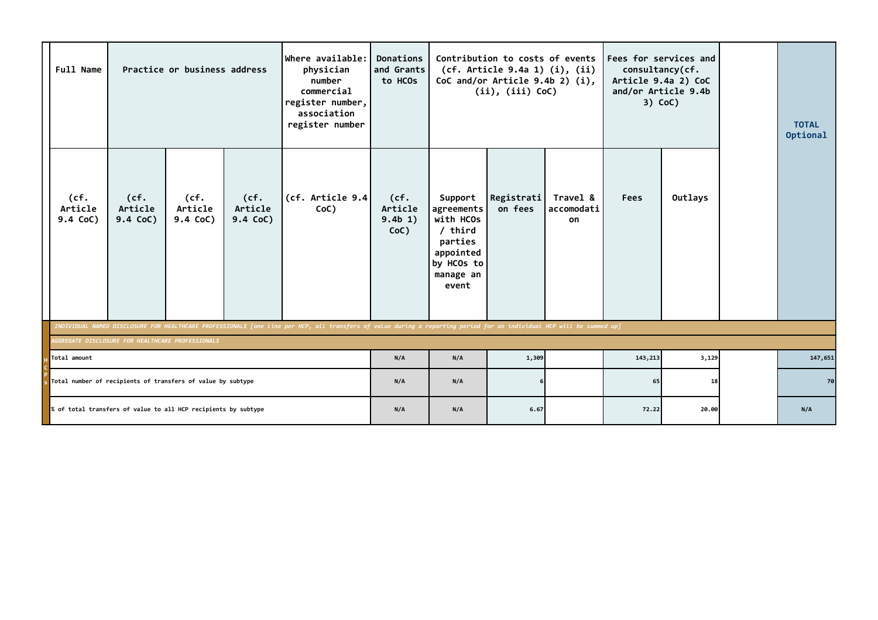| Full Name | Practice or business address | | | Where available: physician number commercial register number, association register number | Donations and Grants to HCOs | Contribution to costs of events (cf. Article 9.4a 1) (i), (ii) CoC and/or Article 9.4b 2) (i), (ii), (iii) CoC) | | | Fees for services and consultancy(cf. Article 9.4a 2) CoC and/or Article 9.4b 3) CoC) | | | TOTAL Optional |
|---|---|---|---|---|---|---|---|---|---|---|---|---|
| (cf. Article 9.4 CoC) | (cf. Article 9.4 CoC) | (cf. Article 9.4 CoC) | (cf. Article 9.4 CoC) | (cf. Article 9.4 CoC) | (cf. Article 9.4b 1) CoC) | Support agreements with HCOs / third parties appointed by HCOs to manage an event | Registration fees | Travel & accomodation | Fees | Outlays | | |
| *INDIVIDUAL NAMED DISCLOSURE FOR HEALTHCARE PROFESSIONALS [one line per HCP, all transfers of value during a reporting period for an individual HCP will be summed up]* | | | | | | | | | | | | |
| *AGGREGATE DISCLOSURE FOR HEALTHCARE PROFESSIONALS* | | | | | | | | | | | | |
| HCPs Total amount | | | | | N/A | N/A | 1,309 | | 143,213 | 3,129 | | 147,651 |
| Total number of recipients of transfers of value by subtype | | | | | N/A | N/A | 6 | | 65 | 18 | | 70 |
| % of total transfers of value to all HCP recipients by subtype | | | | | N/A | N/A | 6.67 | | 72.22 | 20.00 | | N/A |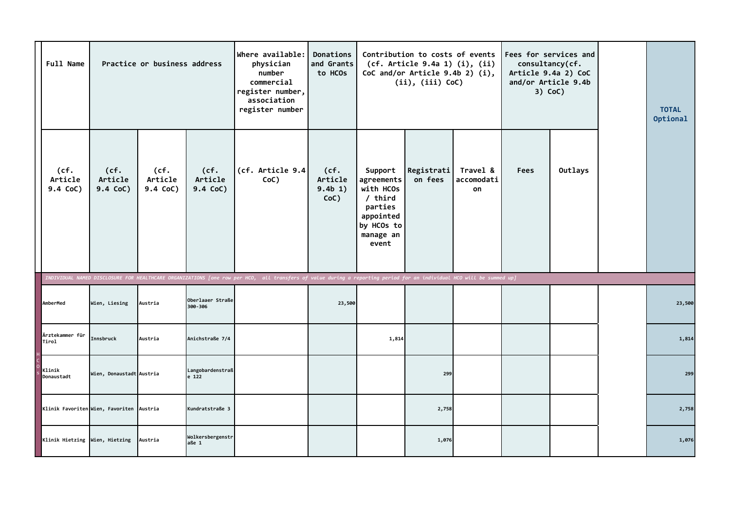| Full Name | Practice or business address | | | Where available: physician number commercial register number, association register number | Donations and Grants to HCOs | Contribution to costs of events (cf. Article 9.4a 1) (i), (ii) CoC and/or Article 9.4b 2) (i), (ii), (iii) CoC) | | | Fees for services and consultancy(cf. Article 9.4a 2) CoC and/or Article 9.4b 3) CoC) | | | TOTAL Optional |
|---|---|---|---|---|---|---|---|---|---|---|---|---|
| (cf. Article 9.4 CoC) | (cf. Article 9.4 CoC) | (cf. Article 9.4 CoC) | (cf. Article 9.4 CoC) | (cf. Article 9.4 CoC) | (cf. Article 9.4b 1) CoC) | Support agreements with HCOs / third parties appointed by HCOs to manage an event | Registration fees | Travel & accomodation | Fees | Outlays | | |
| *INDIVIDUAL NAMED DISCLOSURE FOR HEALTHCARE ORGANIZATIONS [one row per HCO, all transfers of value during a reporting period for an individual HCO will be summed up]* | | | | | | | | | | | | |
| AmberMed | Wien, Liesing | Austria | Oberlaaer Straße 300-306 | | 23,500 | | | | | | | 23,500 |
| Ärztekammer für Tirol | Innsbruck | Austria | Anichstraße 7/4 | | | 1,814 | | | | | | 1,814 |
| Klinik Donaustadt | Wien, Donaustadt | Austria | Langobardenstraße 122 | | | | 299 | | | | | 299 |
| Klinik Favoriten | Wien, Favoriten | Austria | Kundratstraße 3 | | | | 2,758 | | | | | 2,758 |
| Klinik Hietzing | Wien, Hietzing | Austria | Wolkersbergenstraße 1 | | | | 1,076 | | | | | 1,076 |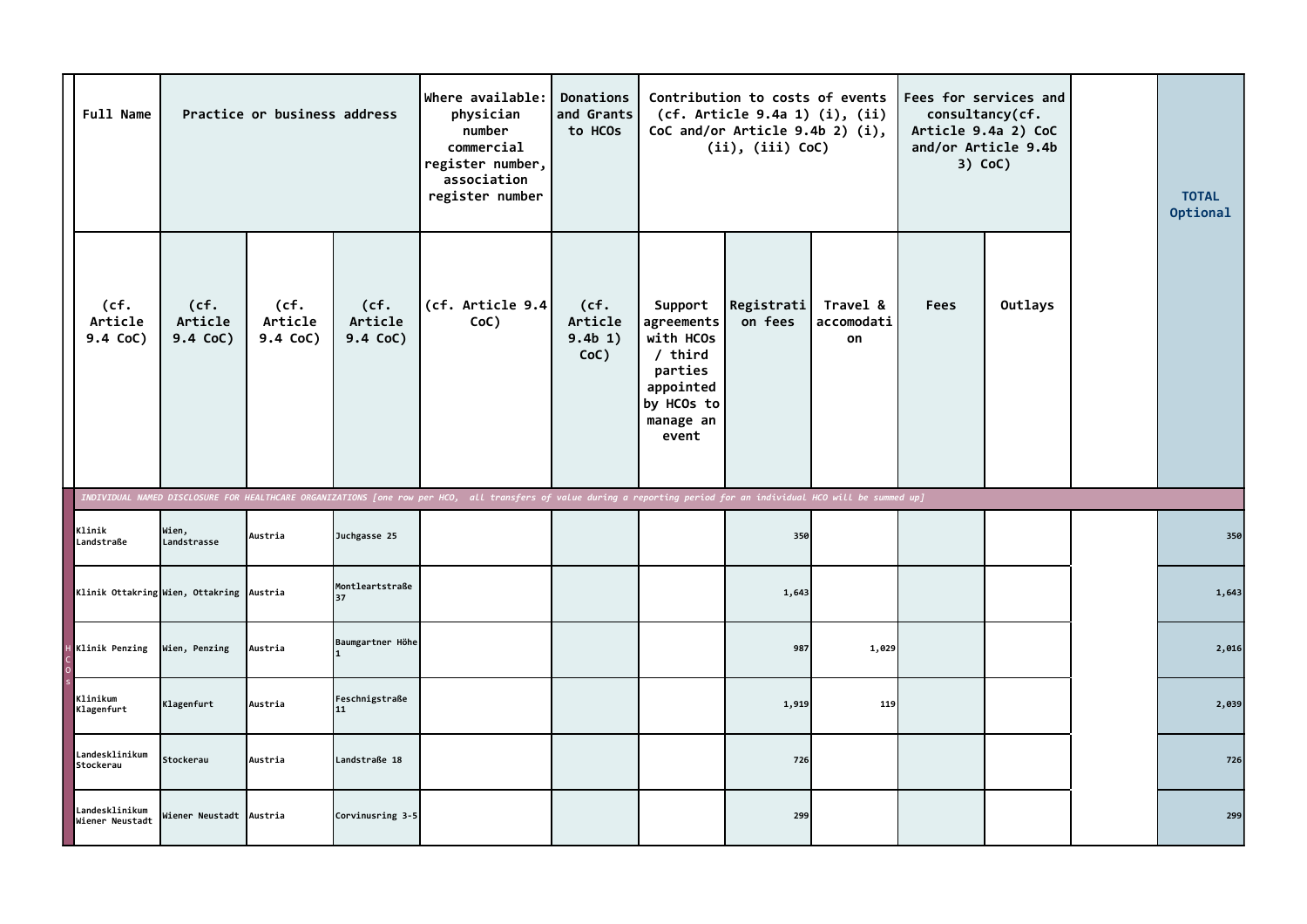| Full Name | Practice or business address | | | Where available: physician number commercial register number, association register number | Donations and Grants to HCOs | Contribution to costs of events (cf. Article 9.4a 1) (i), (ii) CoC and/or Article 9.4b 2) (i), (ii), (iii) CoC) | | | Fees for services and consultancy(cf. Article 9.4a 2) CoC and/or Article 9.4b 3) CoC) | | | TOTAL Optional |
|---|---|---|---|---|---|---|---|---|---|---|---|---|
| (cf. Article 9.4 CoC) | (cf. Article 9.4 CoC) | (cf. Article 9.4 CoC) | (cf. Article 9.4 CoC) | (cf. Article 9.4 CoC) | (cf. Article 9.4b 1) CoC) | Support agreements with HCOs / third parties appointed by HCOs to manage an event | Registration fees | Travel & accomodation | Fees | Outlays | | |
| *INDIVIDUAL NAMED DISCLOSURE FOR HEALTHCARE ORGANIZATIONS [one row per HCO, all transfers of value during a reporting period for an individual HCO will be summed up]* | | | | | | | | | | | | |
| Klinik Landstraße | Wien, Landstrasse | Austria | Juchgasse 25 | | | | 350 | | | | | 350 |
| Klinik Ottakring | Wien, Ottakring | Austria | Montleartstraße 37 | | | | 1,643 | | | | | 1,643 |
| Klinik Penzing | Wien, Penzing | Austria | Baumgartner Höhe 1 | | | | 987 | 1,029 | | | | 2,016 |
| Klinikum Klagenfurt | Klagenfurt | Austria | Feschnigstraße 11 | | | | 1,919 | 119 | | | | 2,039 |
| Landesklinikum Stockerau | Stockerau | Austria | Landstraße 18 | | | | 726 | | | | | 726 |
| Landesklinikum Wiener Neustadt | Wiener Neustadt | Austria | Corvinusring 3-5 | | | | 299 | | | | | 299 |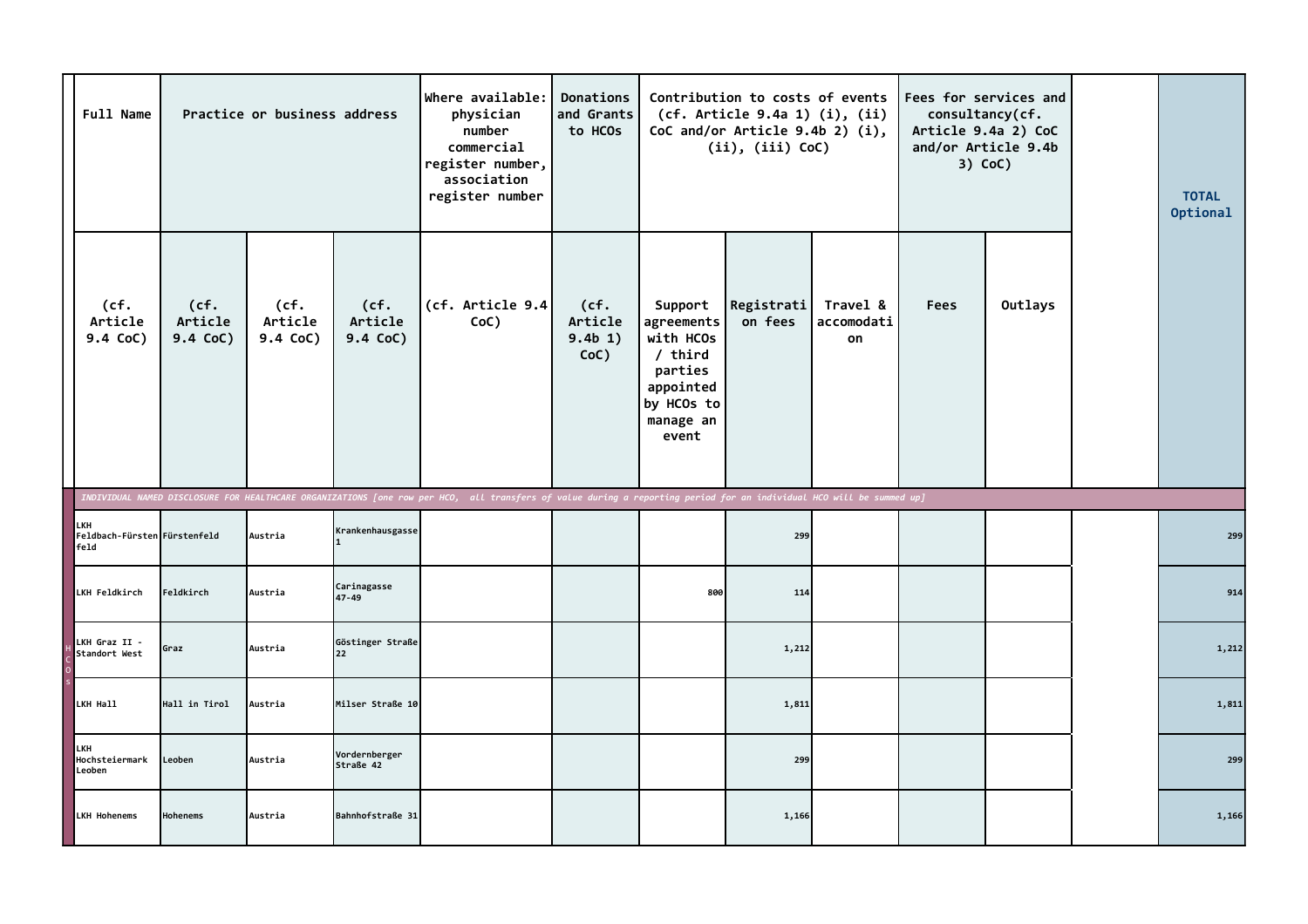| Full Name | Practice or business address | | | Where available: physician number commercial register number, association register number | Donations and Grants to HCOs | Contribution to costs of events (cf. Article 9.4a 1) (i), (ii) CoC and/or Article 9.4b 2) (i), (ii), (iii) CoC) | | | Fees for services and consultancy(cf. Article 9.4a 2) CoC and/or Article 9.4b 3) CoC) | | | TOTAL Optional |
|---|---|---|---|---|---|---|---|---|---|---|---|---|
| (cf. Article 9.4 CoC) | (cf. Article 9.4 CoC) | (cf. Article 9.4 CoC) | (cf. Article 9.4 CoC) | (cf. Article 9.4 CoC) | (cf. Article 9.4b 1) CoC) | Support agreements with HCOs / third parties appointed by HCOs to manage an event | Registration fees | Travel & accomodation | Fees | Outlays | | |
| *INDIVIDUAL NAMED DISCLOSURE FOR HEALTHCARE ORGANIZATIONS [one row per HCO, all transfers of value during a reporting period for an individual HCO will be summed up]* | | | | | | | | | | | | |
| LKH Feldbach-Fürstenfeld | Fürstenfeld | Austria | Krankenhausgasse 1 | | | | 299 | | | | | 299 |
| LKH Feldkirch | Feldkirch | Austria | Carinagasse 47-49 | | | 800 | 114 | | | | | 914 |
| LKH Graz II - Standort West | Graz | Austria | Göstinger Straße 22 | | | | 1,212 | | | | | 1,212 |
| LKH Hall | Hall in Tirol | Austria | Milser Straße 10 | | | | 1,811 | | | | | 1,811 |
| LKH Hochsteiermark Leoben | Leoben | Austria | Vordernberger Straße 42 | | | | 299 | | | | | 299 |
| LKH Hohenems | Hohenems | Austria | Bahnhofstraße 31 | | | | 1,166 | | | | | 1,166 |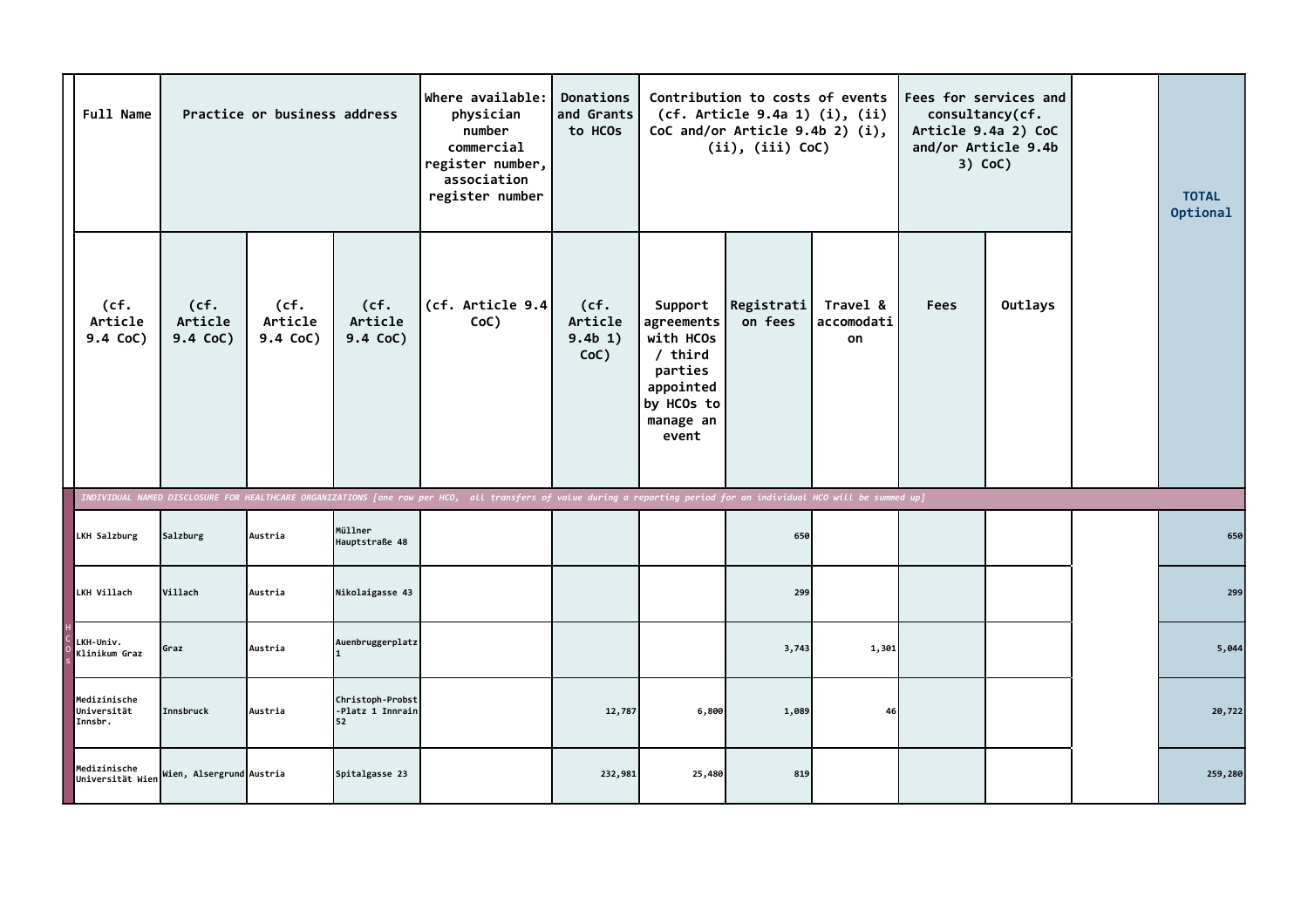| Full Name | Practice or business address | | | Where available: physician number commercial register number, association register number | Donations and Grants to HCOs | Contribution to costs of events (cf. Article 9.4a 1) (i), (ii) CoC and/or Article 9.4b 2) (i), (ii), (iii) CoC) | | | Fees for services and consultancy(cf. Article 9.4a 2) CoC and/or Article 9.4b 3) CoC) | | | TOTAL Optional |
|---|---|---|---|---|---|---|---|---|---|---|---|---|
| (cf. Article 9.4 CoC) | (cf. Article 9.4 CoC) | (cf. Article 9.4 CoC) | (cf. Article 9.4 CoC) | (cf. Article 9.4 CoC) | (cf. Article 9.4b 1) CoC) | Support agreements with HCOs / third parties appointed by HCOs to manage an event | Registration fees | Travel & accomodation | Fees | Outlays | | |
| *INDIVIDUAL NAMED DISCLOSURE FOR HEALTHCARE ORGANIZATIONS [one row per HCO, all transfers of value during a reporting period for an individual HCO will be summed up]* | | | | | | | | | | | | |
| LKH Salzburg | Salzburg | Austria | Müllner Hauptstraße 48 | | | | 650 | | | | | 650 |
| LKH Villach | Villach | Austria | Nikolaigasse 43 | | | | 299 | | | | | 299 |
| LKH-Univ. Klinikum Graz | Graz | Austria | Auenbruggerplatz 1 | | | | 3,743 | 1,301 | | | | 5,044 |
| Medizinische Universität Innsbr. | Innsbruck | Austria | Christoph-Probst-Platz 1 Innrain 52 | | 12,787 | 6,800 | 1,089 | 46 | | | | 20,722 |
| Medizinische Universität Wien | Wien, Alsergrund | Austria | Spitalgasse 23 | | 232,981 | 25,480 | 819 | | | | | 259,280 |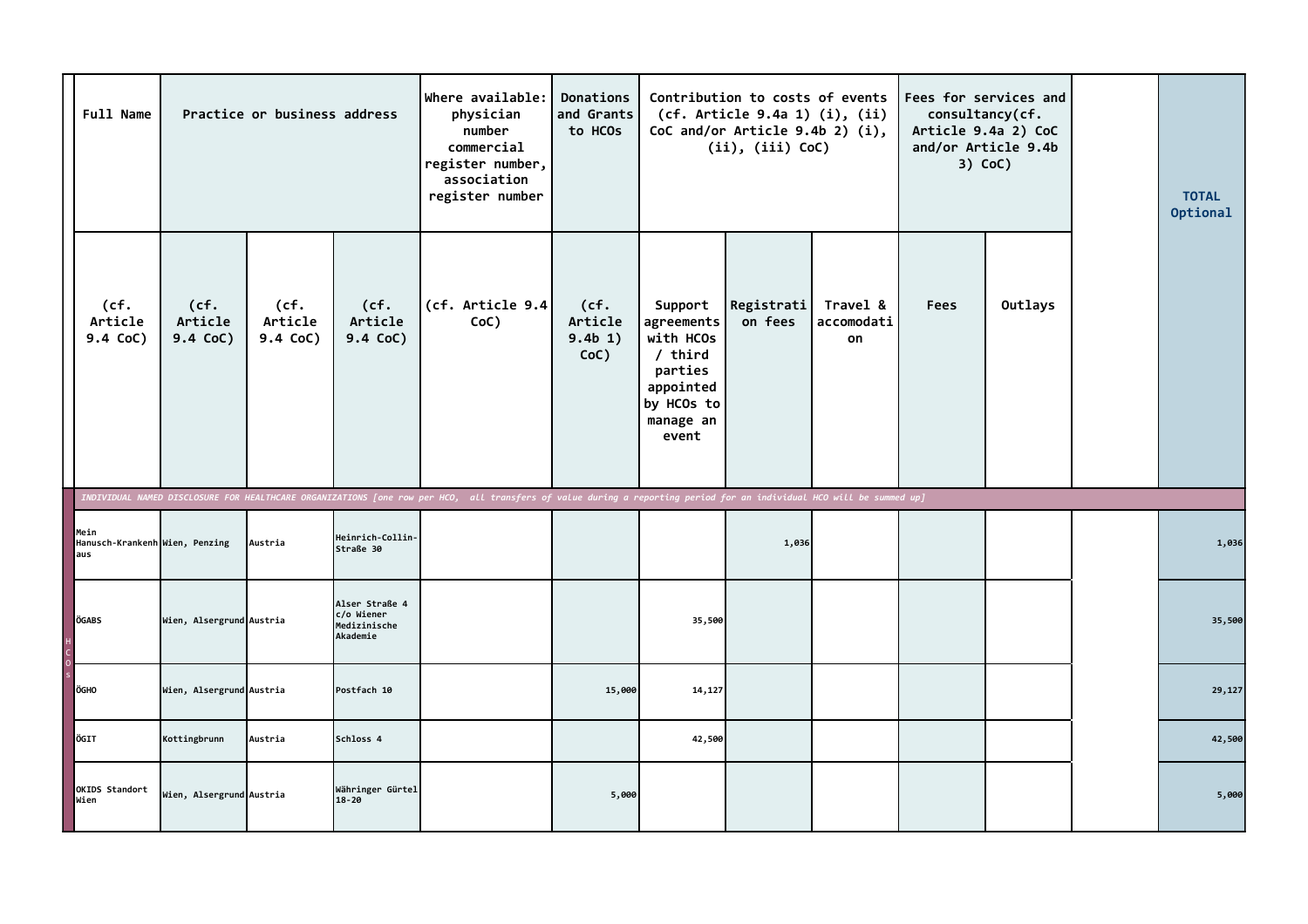| Full Name | Practice or business address | | | Where available: physician number commercial register number, association register number | Donations and Grants to HCOs | Contribution to costs of events (cf. Article 9.4a 1) (i), (ii) CoC and/or Article 9.4b 2) (i), (ii), (iii) CoC) | | | Fees for services and consultancy(cf. Article 9.4a 2) CoC and/or Article 9.4b 3) CoC) | | | TOTAL Optional |
|---|---|---|---|---|---|---|---|---|---|---|---|---|
| (cf. Article 9.4 CoC) | (cf. Article 9.4 CoC) | (cf. Article 9.4 CoC) | (cf. Article 9.4 CoC) | (cf. Article 9.4 CoC) | (cf. Article 9.4b 1) CoC) | Support agreements with HCOs / third parties appointed by HCOs to manage an event | Registration fees | Travel & accomodation | Fees | Outlays | | |
| *INDIVIDUAL NAMED DISCLOSURE FOR HEALTHCARE ORGANIZATIONS [one row per HCO, all transfers of value during a reporting period for an individual HCO will be summed up]* | | | | | | | | | | | | |
| Mein Hanusch-Krankenhaus | Wien, Penzing | Austria | Heinrich-Collin-Straße 30 | | | | 1,036 | | | | | 1,036 |
| ÖGABS | Wien, Alsergrund | Austria | Alser Straße 4 c/o Wiener Medizinische Akademie | | | 35,500 | | | | | | 35,500 |
| ÖGHO | Wien, Alsergrund | Austria | Postfach 10 | | 15,000 | 14,127 | | | | | | 29,127 |
| ÖGIT | Kottingbrunn | Austria | Schloss 4 | | | 42,500 | | | | | | 42,500 |
| OKIDS Standort Wien | Wien, Alsergrund | Austria | Währinger Gürtel 18-20 | | 5,000 | | | | | | | 5,000 |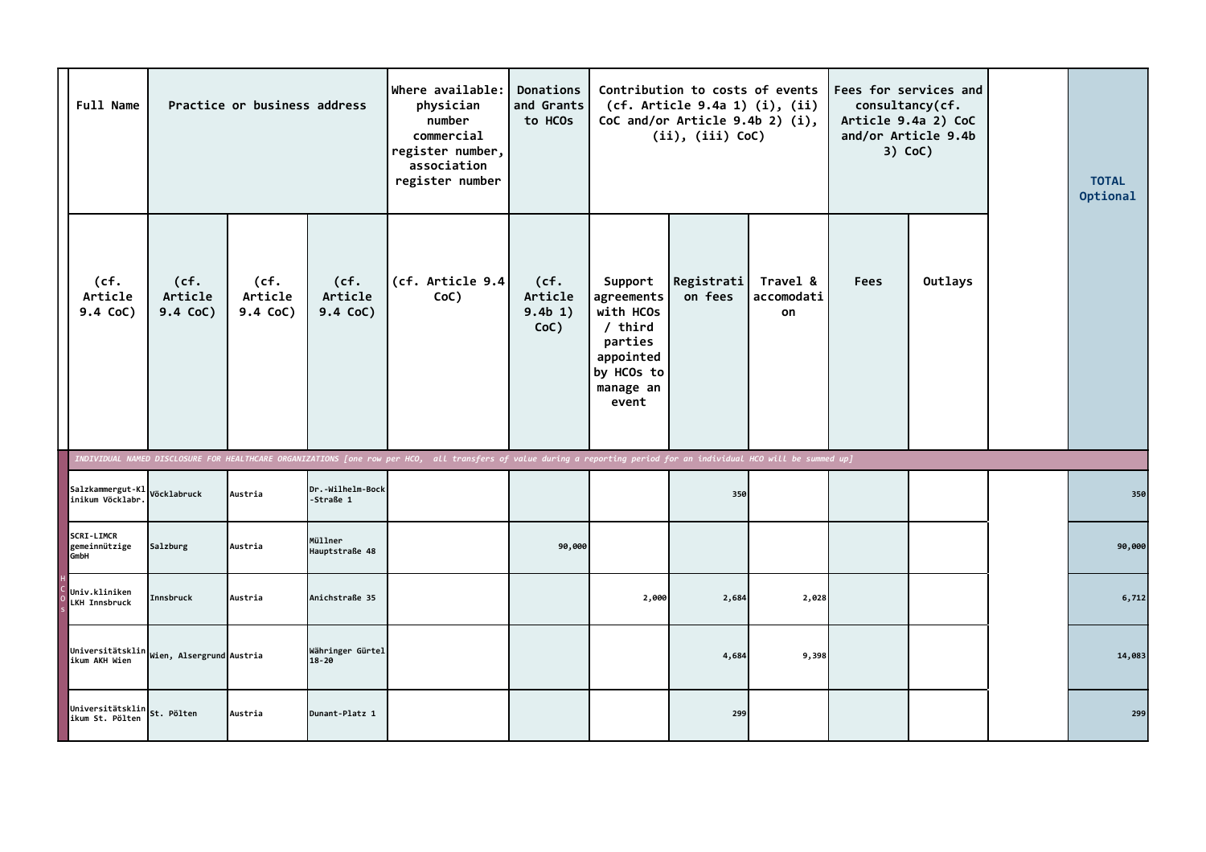| Full Name | Practice or business address | | | Where available: physician number commercial register number, association register number | Donations and Grants to HCOs | Contribution to costs of events (cf. Article 9.4a 1) (i), (ii) CoC and/or Article 9.4b 2) (i), (ii), (iii) CoC) | | | Fees for services and consultancy(cf. Article 9.4a 2) CoC and/or Article 9.4b 3) CoC) | | | TOTAL Optional |
|---|---|---|---|---|---|---|---|---|---|---|---|---|
| (cf. Article 9.4 CoC) | (cf. Article 9.4 CoC) | (cf. Article 9.4 CoC) | (cf. Article 9.4 CoC) | (cf. Article 9.4 CoC) | (cf. Article 9.4b 1) CoC) | Support agreements with HCOs / third parties appointed by HCOs to manage an event | Registration fees | Travel & accomodation | Fees | Outlays | | |
| *INDIVIDUAL NAMED DISCLOSURE FOR HEALTHCARE ORGANIZATIONS [one row per HCO, all transfers of value during a reporting period for an individual HCO will be summed up]* | | | | | | | | | | | | |
| Salzkammergut-Klinikum Vöcklabr. | Vöcklabruck | Austria | Dr.-Wilhelm-Bock-Straße 1 | | | | 350 | | | | | 350 |
| SCRI-LIMCR gemeinnützige GmbH | Salzburg | Austria | Müllner Hauptstraße 48 | | 90,000 | | | | | | | 90,000 |
| Univ.kliniken LKH Innsbruck | Innsbruck | Austria | Anichstraße 35 | | | 2,000 | 2,684 | 2,028 | | | | 6,712 |
| Universitätsklinikum AKH Wien | Wien, Alsergrund | Austria | Währinger Gürtel 18-20 | | | | 4,684 | 9,398 | | | | 14,083 |
| Universitätsklinikum St. Pölten | St. Pölten | Austria | Dunant-Platz 1 | | | | 299 | | | | | 299 |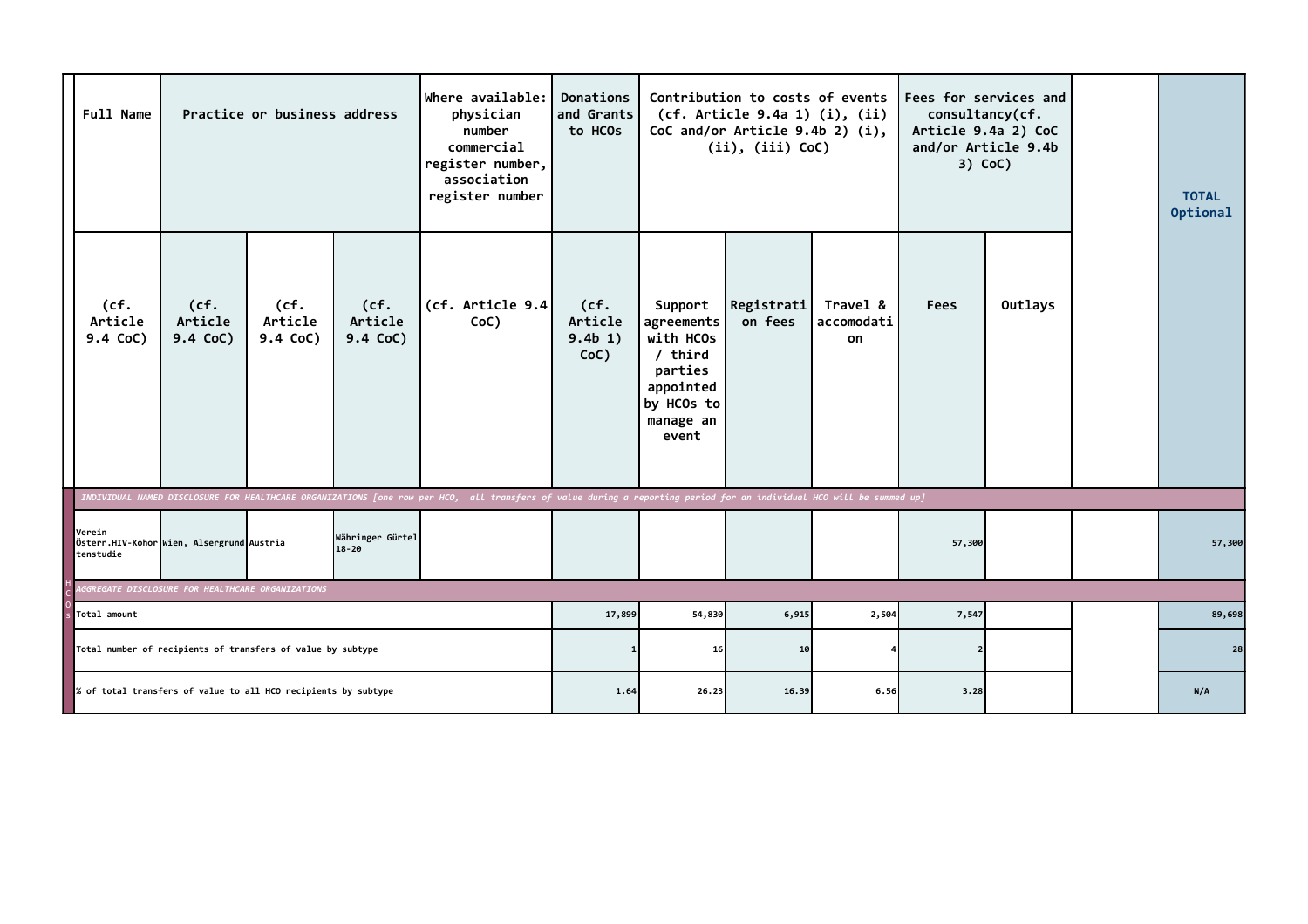| | Full Name | Practice or business address | | | Where available: physician number commercial register number, association register number | Donations and Grants to HCOs | Contribution to costs of events (cf. Article 9.4a 1) (i), (ii) CoC and/or Article 9.4b 2) (i), (ii), (iii) CoC) | | | Fees for services and consultancy(cf. Article 9.4a 2) CoC and/or Article 9.4b 3) CoC) | | | TOTAL Optional |
|---|---|---|---|---|---|---|---|---|---|---|---|---|---|
| | (cf. Article 9.4 CoC) | (cf. Article 9.4 CoC) | (cf. Article 9.4 CoC) | (cf. Article 9.4 CoC) | (cf. Article 9.4 CoC) | (cf. Article 9.4b 1) CoC) | Support agreements with HCOs / third parties appointed by HCOs to manage an event | Registration fees | Travel & accomodation | Fees | Outlays | | |
| HCOs | *INDIVIDUAL NAMED DISCLOSURE FOR HEALTHCARE ORGANIZATIONS [one row per HCO, all transfers of value during a reporting period for an individual HCO will be summed up]* | | | | | | | | | | | | |
| | Verein Österr.HIV-Kohortenstudie | Wien, Alsergrund | Austria | Währinger Gürtel 18-20 | | | | | | 57,300 | | | 57,300 |
| | *AGGREGATE DISCLOSURE FOR HEALTHCARE ORGANIZATIONS* | | | | | | | | | | | | |
| | Total amount | | | | | 17,899 | 54,830 | 6,915 | 2,504 | 7,547 | | | 89,698 |
| | Total number of recipients of transfers of value by subtype | | | | | 1 | 16 | 10 | 4 | 2 | | | 28 |
| | % of total transfers of value to all HCO recipients by subtype | | | | | 1.64 | 26.23 | 16.39 | 6.56 | 3.28 | | | N/A |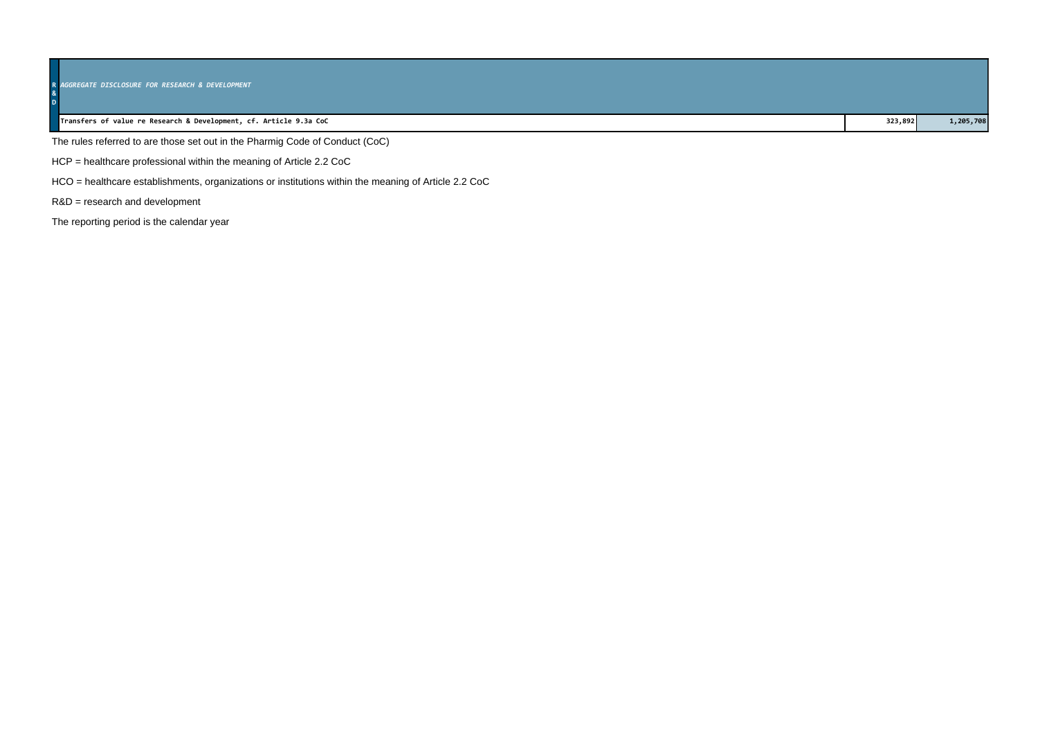| R & D | AGGREGATE DISCLOSURE FOR RESEARCH & DEVELOPMENT | | |
|---|---|---|---|
| | Transfers of value re Research & Development, cf. Article 9.3a CoC | 323,892 | 1,205,708 |

The rules referred to are those set out in the Pharmig Code of Conduct (CoC)

HCP = healthcare professional within the meaning of Article 2.2 CoC

HCO = healthcare establishments, organizations or institutions within the meaning of Article 2.2 CoC

R&D = research and development

The reporting period is the calendar year